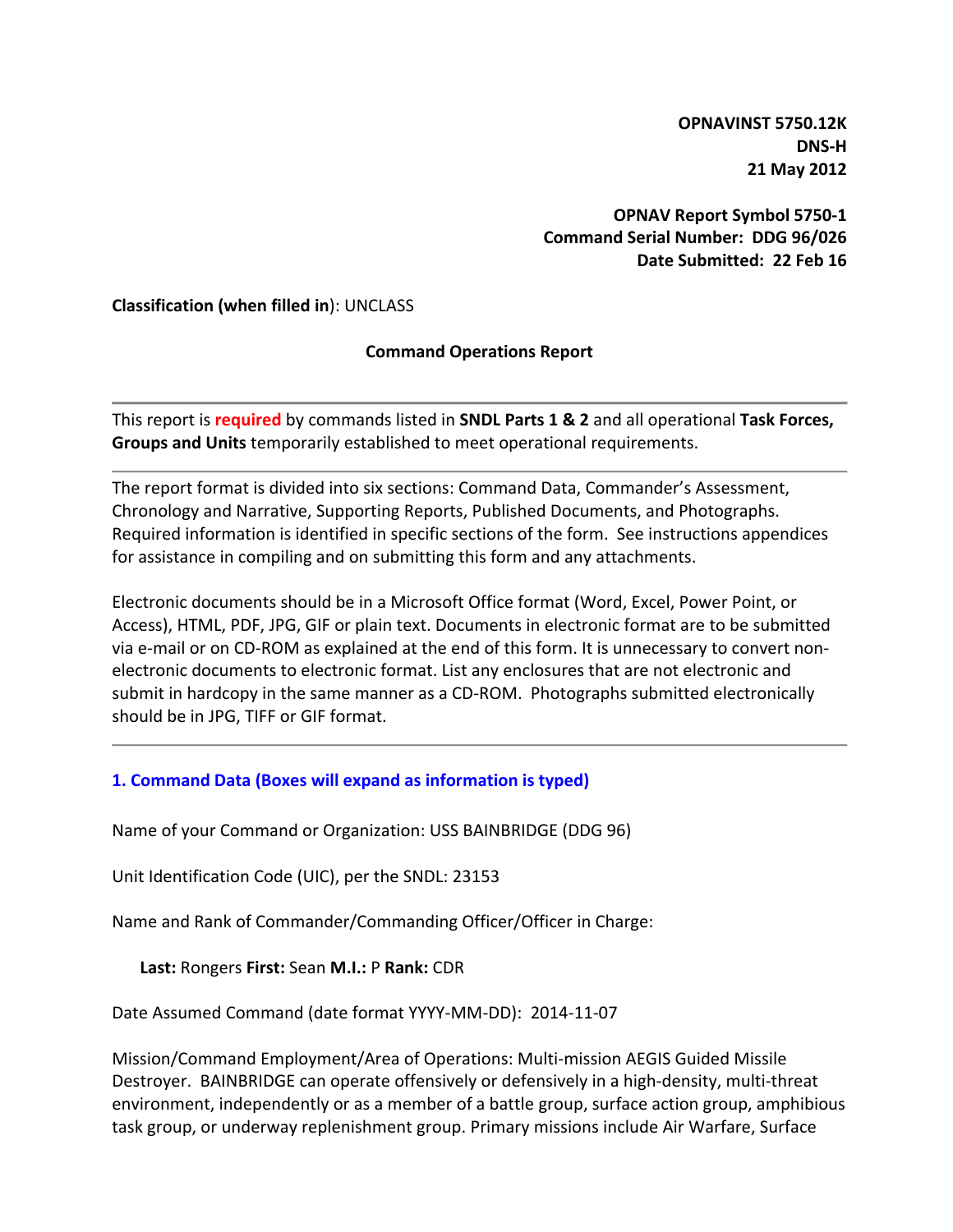**OPNAVINST 5750.12K**
**DNS-H**
**21 May 2012**

**OPNAV Report Symbol 5750-1**
**Command Serial Number: DDG 96/026**
**Date Submitted: 22 Feb 16**

**Classification (when filled in)**: UNCLASS

## Command Operations Report

---

This report is **required** by commands listed in **SNDL Parts 1 & 2** and all operational **Task Forces, Groups and Units** temporarily established to meet operational requirements.

---

The report format is divided into six sections: Command Data, Commander's Assessment, Chronology and Narrative, Supporting Reports, Published Documents, and Photographs. Required information is identified in specific sections of the form. See instructions appendices for assistance in compiling and on submitting this form and any attachments.

Electronic documents should be in a Microsoft Office format (Word, Excel, Power Point, or Access), HTML, PDF, JPG, GIF or plain text. Documents in electronic format are to be submitted via e-mail or on CD-ROM as explained at the end of this form. It is unnecessary to convert non-electronic documents to electronic format. List any enclosures that are not electronic and submit in hardcopy in the same manner as a CD-ROM. Photographs submitted electronically should be in JPG, TIFF or GIF format.

---

### 1. Command Data (Boxes will expand as information is typed)

Name of your Command or Organization: USS BAINBRIDGE (DDG 96)

Unit Identification Code (UIC), per the SNDL: 23153

Name and Rank of Commander/Commanding Officer/Officer in Charge:

**Last:** Rongers **First:** Sean **M.I.:** P **Rank:** CDR

Date Assumed Command (date format YYYY-MM-DD): 2014-11-07

Mission/Command Employment/Area of Operations: Multi-mission AEGIS Guided Missile Destroyer. BAINBRIDGE can operate offensively or defensively in a high-density, multi-threat environment, independently or as a member of a battle group, surface action group, amphibious task group, or underway replenishment group. Primary missions include Air Warfare, Surface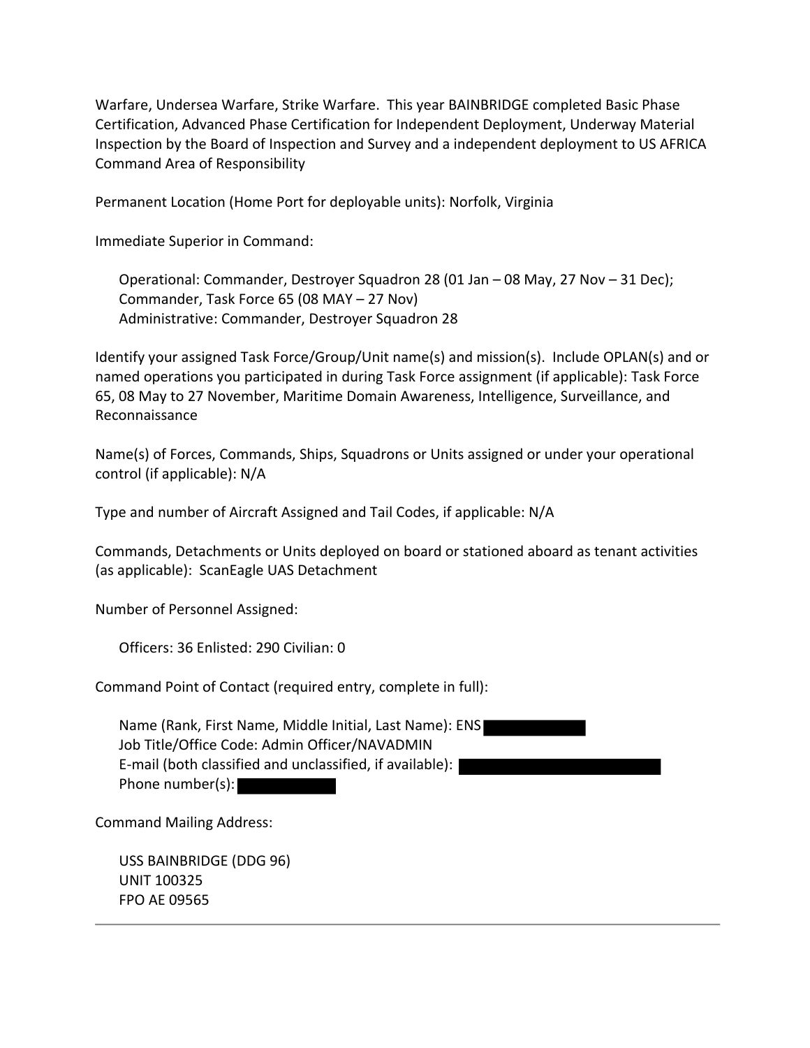Warfare, Undersea Warfare, Strike Warfare. This year BAINBRIDGE completed Basic Phase Certification, Advanced Phase Certification for Independent Deployment, Underway Material Inspection by the Board of Inspection and Survey and a independent deployment to US AFRICA Command Area of Responsibility

Permanent Location (Home Port for deployable units): Norfolk, Virginia

Immediate Superior in Command:

Operational: Commander, Destroyer Squadron 28 (01 Jan – 08 May, 27 Nov – 31 Dec); Commander, Task Force 65 (08 MAY – 27 Nov)
Administrative: Commander, Destroyer Squadron 28

Identify your assigned Task Force/Group/Unit name(s) and mission(s). Include OPLAN(s) and or named operations you participated in during Task Force assignment (if applicable): Task Force 65, 08 May to 27 November, Maritime Domain Awareness, Intelligence, Surveillance, and Reconnaissance

Name(s) of Forces, Commands, Ships, Squadrons or Units assigned or under your operational control (if applicable): N/A

Type and number of Aircraft Assigned and Tail Codes, if applicable: N/A

Commands, Detachments or Units deployed on board or stationed aboard as tenant activities (as applicable): ScanEagle UAS Detachment

Number of Personnel Assigned:

Officers: 36 Enlisted: 290 Civilian: 0

Command Point of Contact (required entry, complete in full):

Name (Rank, First Name, Middle Initial, Last Name): ENS [REDACTED]
Job Title/Office Code: Admin Officer/NAVADMIN
E-mail (both classified and unclassified, if available): [REDACTED]
Phone number(s): [REDACTED]

Command Mailing Address:

USS BAINBRIDGE (DDG 96)
UNIT 100325
FPO AE 09565

---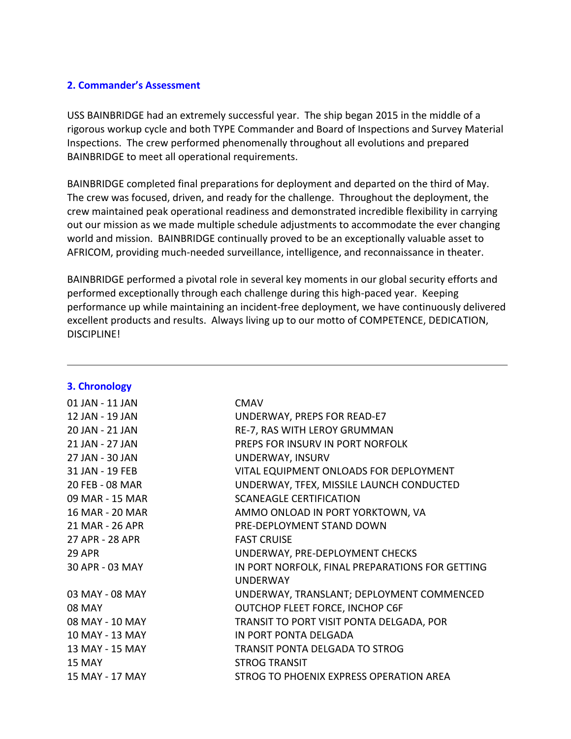## 2. Commander's Assessment

USS BAINBRIDGE had an extremely successful year. The ship began 2015 in the middle of a rigorous workup cycle and both TYPE Commander and Board of Inspections and Survey Material Inspections. The crew performed phenomenally throughout all evolutions and prepared BAINBRIDGE to meet all operational requirements.

BAINBRIDGE completed final preparations for deployment and departed on the third of May. The crew was focused, driven, and ready for the challenge. Throughout the deployment, the crew maintained peak operational readiness and demonstrated incredible flexibility in carrying out our mission as we made multiple schedule adjustments to accommodate the ever changing world and mission. BAINBRIDGE continually proved to be an exceptionally valuable asset to AFRICOM, providing much-needed surveillance, intelligence, and reconnaissance in theater.

BAINBRIDGE performed a pivotal role in several key moments in our global security efforts and performed exceptionally through each challenge during this high-paced year. Keeping performance up while maintaining an incident-free deployment, we have continuously delivered excellent products and results. Always living up to our motto of COMPETENCE, DEDICATION, DISCIPLINE!

---

## 3. Chronology

| | |
|---|---|
| 01 JAN - 11 JAN | CMAV |
| 12 JAN - 19 JAN | UNDERWAY, PREPS FOR READ-E7 |
| 20 JAN - 21 JAN | RE-7, RAS WITH LEROY GRUMMAN |
| 21 JAN - 27 JAN | PREPS FOR INSURV IN PORT NORFOLK |
| 27 JAN - 30 JAN | UNDERWAY, INSURV |
| 31 JAN - 19 FEB | VITAL EQUIPMENT ONLOADS FOR DEPLOYMENT |
| 20 FEB - 08 MAR | UNDERWAY, TFEX, MISSILE LAUNCH CONDUCTED |
| 09 MAR - 15 MAR | SCANEAGLE CERTIFICATION |
| 16 MAR - 20 MAR | AMMO ONLOAD IN PORT YORKTOWN, VA |
| 21 MAR - 26 APR | PRE-DEPLOYMENT STAND DOWN |
| 27 APR - 28 APR | FAST CRUISE |
| 29 APR | UNDERWAY, PRE-DEPLOYMENT CHECKS |
| 30 APR - 03 MAY | IN PORT NORFOLK, FINAL PREPARATIONS FOR GETTING UNDERWAY |
| 03 MAY - 08 MAY | UNDERWAY, TRANSLANT; DEPLOYMENT COMMENCED |
| 08 MAY | OUTCHOP FLEET FORCE, INCHOP C6F |
| 08 MAY - 10 MAY | TRANSIT TO PORT VISIT PONTA DELGADA, POR |
| 10 MAY - 13 MAY | IN PORT PONTA DELGADA |
| 13 MAY - 15 MAY | TRANSIT PONTA DELGADA TO STROG |
| 15 MAY | STROG TRANSIT |
| 15 MAY - 17 MAY | STROG TO PHOENIX EXPRESS OPERATION AREA |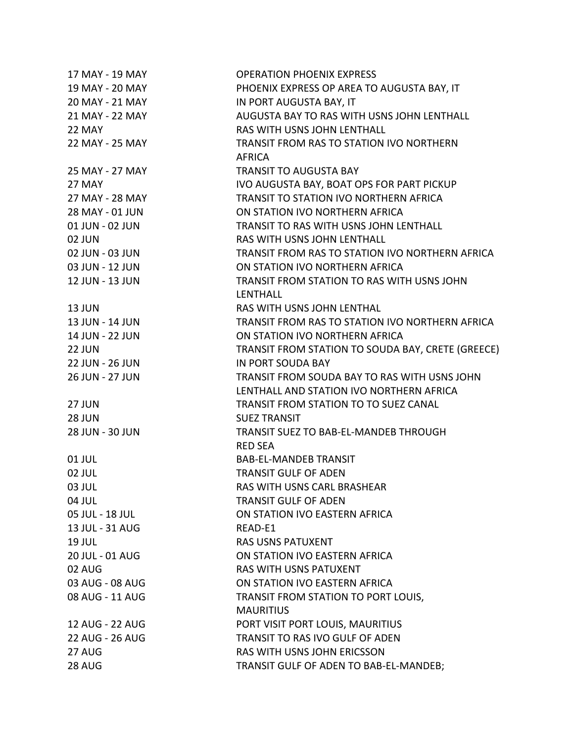| | |
|---|---|
| 17 MAY - 19 MAY | OPERATION PHOENIX EXPRESS |
| 19 MAY - 20 MAY | PHOENIX EXPRESS OP AREA TO AUGUSTA BAY, IT |
| 20 MAY - 21 MAY | IN PORT AUGUSTA BAY, IT |
| 21 MAY - 22 MAY | AUGUSTA BAY TO RAS WITH USNS JOHN LENTHALL |
| 22 MAY | RAS WITH USNS JOHN LENTHALL |
| 22 MAY - 25 MAY | TRANSIT FROM RAS TO STATION IVO NORTHERN AFRICA |
| 25 MAY - 27 MAY | TRANSIT TO AUGUSTA BAY |
| 27 MAY | IVO AUGUSTA BAY, BOAT OPS FOR PART PICKUP |
| 27 MAY - 28 MAY | TRANSIT TO STATION IVO NORTHERN AFRICA |
| 28 MAY - 01 JUN | ON STATION IVO NORTHERN AFRICA |
| 01 JUN - 02 JUN | TRANSIT TO RAS WITH USNS JOHN LENTHALL |
| 02 JUN | RAS WITH USNS JOHN LENTHALL |
| 02 JUN - 03 JUN | TRANSIT FROM RAS TO STATION IVO NORTHERN AFRICA |
| 03 JUN - 12 JUN | ON STATION IVO NORTHERN AFRICA |
| 12 JUN - 13 JUN | TRANSIT FROM STATION TO RAS WITH USNS JOHN LENTHALL |
| 13 JUN | RAS WITH USNS JOHN LENTHAL |
| 13 JUN - 14 JUN | TRANSIT FROM RAS TO STATION IVO NORTHERN AFRICA |
| 14 JUN - 22 JUN | ON STATION IVO NORTHERN AFRICA |
| 22 JUN | TRANSIT FROM STATION TO SOUDA BAY, CRETE (GREECE) |
| 22 JUN - 26 JUN | IN PORT SOUDA BAY |
| 26 JUN - 27 JUN | TRANSIT FROM SOUDA BAY TO RAS WITH USNS JOHN LENTHALL AND STATION IVO NORTHERN AFRICA |
| 27 JUN | TRANSIT FROM STATION TO TO SUEZ CANAL |
| 28 JUN | SUEZ TRANSIT |
| 28 JUN - 30 JUN | TRANSIT SUEZ TO BAB-EL-MANDEB THROUGH RED SEA |
| 01 JUL | BAB-EL-MANDEB TRANSIT |
| 02 JUL | TRANSIT GULF OF ADEN |
| 03 JUL | RAS WITH USNS CARL BRASHEAR |
| 04 JUL | TRANSIT GULF OF ADEN |
| 05 JUL - 18 JUL | ON STATION IVO EASTERN AFRICA |
| 13 JUL - 31 AUG | READ-E1 |
| 19 JUL | RAS USNS PATUXENT |
| 20 JUL - 01 AUG | ON STATION IVO EASTERN AFRICA |
| 02 AUG | RAS WITH USNS PATUXENT |
| 03 AUG - 08 AUG | ON STATION IVO EASTERN AFRICA |
| 08 AUG - 11 AUG | TRANSIT FROM STATION TO PORT LOUIS, MAURITIUS |
| 12 AUG - 22 AUG | PORT VISIT PORT LOUIS, MAURITIUS |
| 22 AUG - 26 AUG | TRANSIT TO RAS IVO GULF OF ADEN |
| 27 AUG | RAS WITH USNS JOHN ERICSSON |
| 28 AUG | TRANSIT GULF OF ADEN TO BAB-EL-MANDEB; |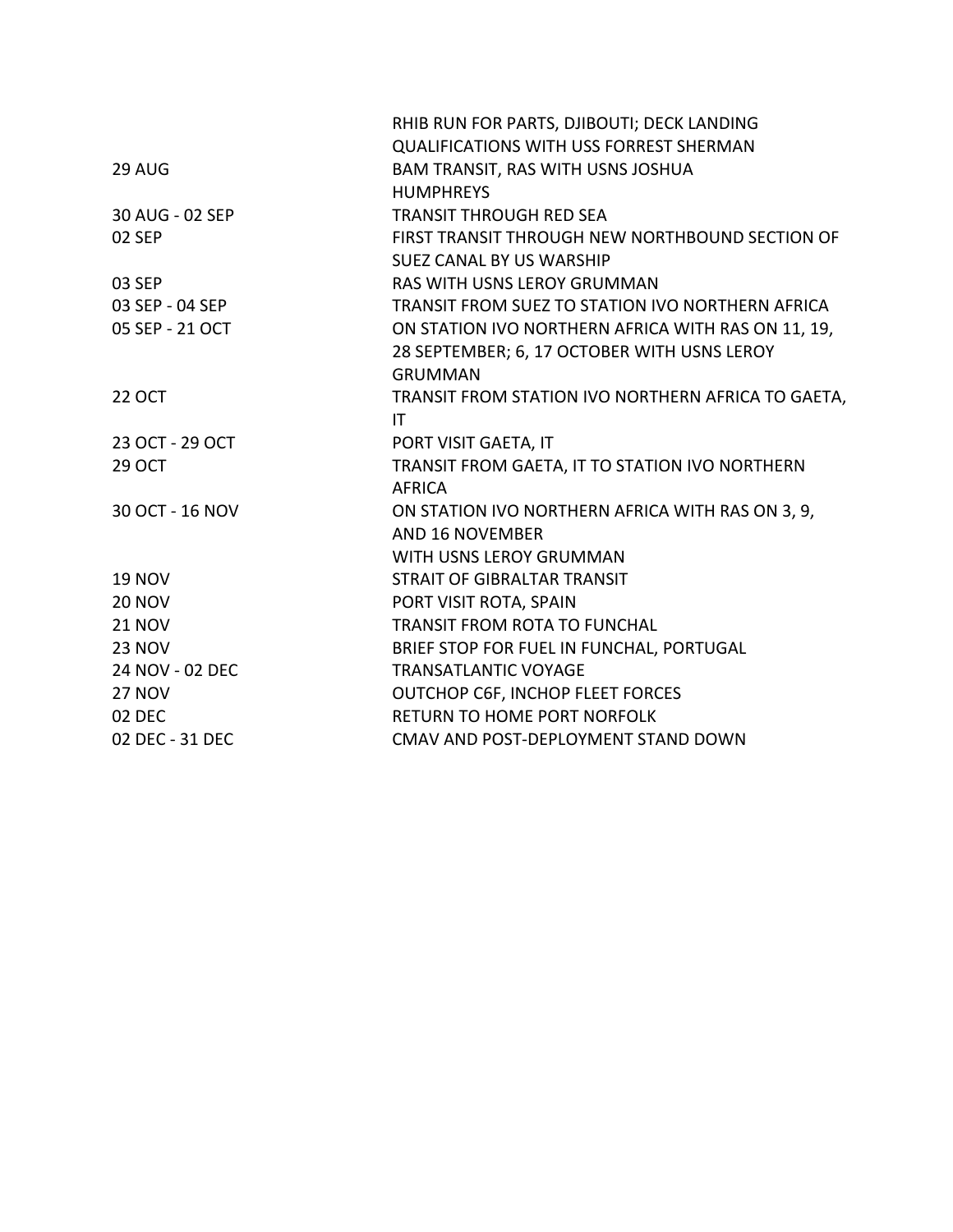| | |
|---|---|
| | RHIB RUN FOR PARTS, DJIBOUTI; DECK LANDING QUALIFICATIONS WITH USS FORREST SHERMAN |
| 29 AUG | BAM TRANSIT, RAS WITH USNS JOSHUA HUMPHREYS |
| 30 AUG - 02 SEP | TRANSIT THROUGH RED SEA |
| 02 SEP | FIRST TRANSIT THROUGH NEW NORTHBOUND SECTION OF SUEZ CANAL BY US WARSHIP |
| 03 SEP | RAS WITH USNS LEROY GRUMMAN |
| 03 SEP - 04 SEP | TRANSIT FROM SUEZ TO STATION IVO NORTHERN AFRICA |
| 05 SEP - 21 OCT | ON STATION IVO NORTHERN AFRICA WITH RAS ON 11, 19, 28 SEPTEMBER; 6, 17 OCTOBER WITH USNS LEROY GRUMMAN |
| 22 OCT | TRANSIT FROM STATION IVO NORTHERN AFRICA TO GAETA, IT |
| 23 OCT - 29 OCT | PORT VISIT GAETA, IT |
| 29 OCT | TRANSIT FROM GAETA, IT TO STATION IVO NORTHERN AFRICA |
| 30 OCT - 16 NOV | ON STATION IVO NORTHERN AFRICA WITH RAS ON 3, 9, AND 16 NOVEMBER WITH USNS LEROY GRUMMAN |
| 19 NOV | STRAIT OF GIBRALTAR TRANSIT |
| 20 NOV | PORT VISIT ROTA, SPAIN |
| 21 NOV | TRANSIT FROM ROTA TO FUNCHAL |
| 23 NOV | BRIEF STOP FOR FUEL IN FUNCHAL, PORTUGAL |
| 24 NOV - 02 DEC | TRANSATLANTIC VOYAGE |
| 27 NOV | OUTCHOP C6F, INCHOP FLEET FORCES |
| 02 DEC | RETURN TO HOME PORT NORFOLK |
| 02 DEC - 31 DEC | CMAV AND POST-DEPLOYMENT STAND DOWN |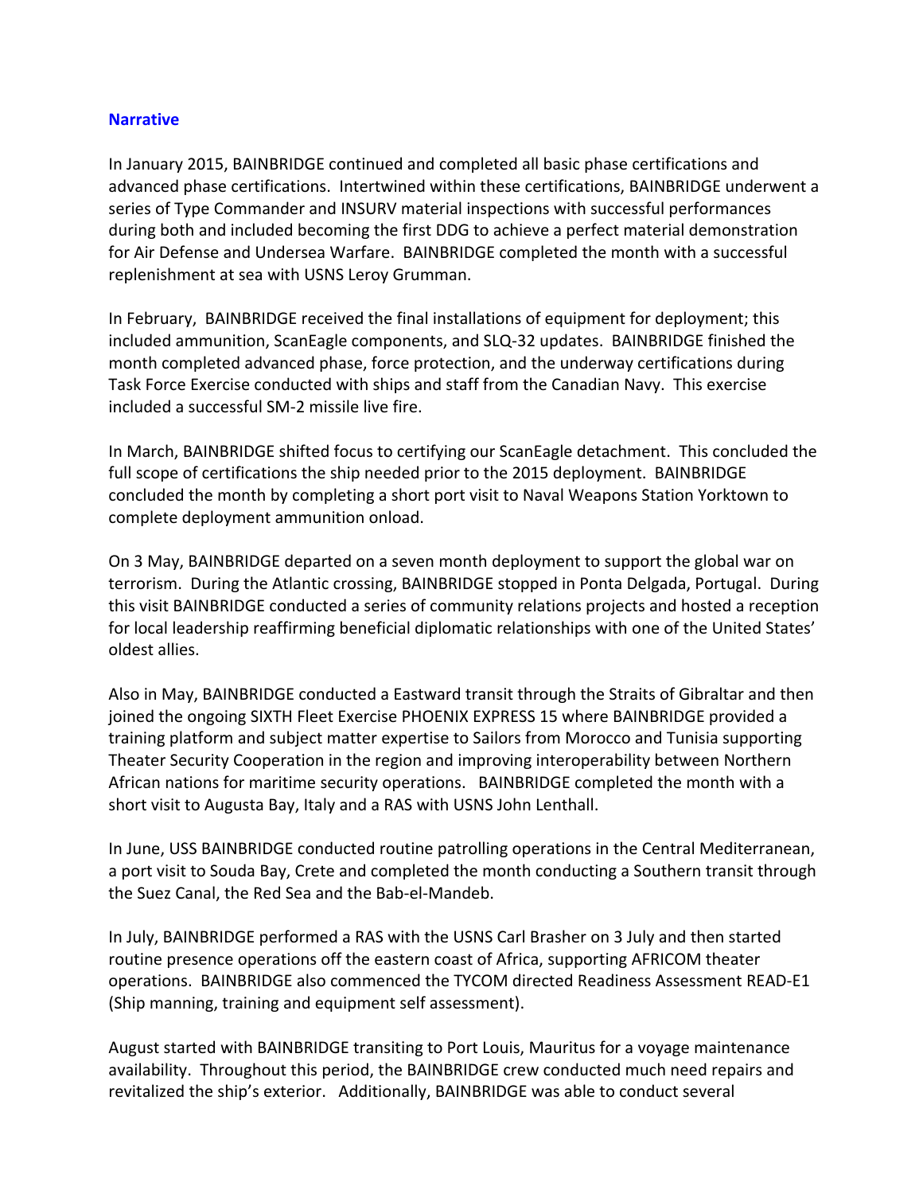## Narrative

In January 2015, BAINBRIDGE continued and completed all basic phase certifications and advanced phase certifications. Intertwined within these certifications, BAINBRIDGE underwent a series of Type Commander and INSURV material inspections with successful performances during both and included becoming the first DDG to achieve a perfect material demonstration for Air Defense and Undersea Warfare. BAINBRIDGE completed the month with a successful replenishment at sea with USNS Leroy Grumman.

In February, BAINBRIDGE received the final installations of equipment for deployment; this included ammunition, ScanEagle components, and SLQ-32 updates. BAINBRIDGE finished the month completed advanced phase, force protection, and the underway certifications during Task Force Exercise conducted with ships and staff from the Canadian Navy. This exercise included a successful SM-2 missile live fire.

In March, BAINBRIDGE shifted focus to certifying our ScanEagle detachment. This concluded the full scope of certifications the ship needed prior to the 2015 deployment. BAINBRIDGE concluded the month by completing a short port visit to Naval Weapons Station Yorktown to complete deployment ammunition onload.

On 3 May, BAINBRIDGE departed on a seven month deployment to support the global war on terrorism. During the Atlantic crossing, BAINBRIDGE stopped in Ponta Delgada, Portugal. During this visit BAINBRIDGE conducted a series of community relations projects and hosted a reception for local leadership reaffirming beneficial diplomatic relationships with one of the United States' oldest allies.

Also in May, BAINBRIDGE conducted a Eastward transit through the Straits of Gibraltar and then joined the ongoing SIXTH Fleet Exercise PHOENIX EXPRESS 15 where BAINBRIDGE provided a training platform and subject matter expertise to Sailors from Morocco and Tunisia supporting Theater Security Cooperation in the region and improving interoperability between Northern African nations for maritime security operations. BAINBRIDGE completed the month with a short visit to Augusta Bay, Italy and a RAS with USNS John Lenthall.

In June, USS BAINBRIDGE conducted routine patrolling operations in the Central Mediterranean, a port visit to Souda Bay, Crete and completed the month conducting a Southern transit through the Suez Canal, the Red Sea and the Bab-el-Mandeb.

In July, BAINBRIDGE performed a RAS with the USNS Carl Brasher on 3 July and then started routine presence operations off the eastern coast of Africa, supporting AFRICOM theater operations. BAINBRIDGE also commenced the TYCOM directed Readiness Assessment READ-E1 (Ship manning, training and equipment self assessment).

August started with BAINBRIDGE transiting to Port Louis, Mauritus for a voyage maintenance availability. Throughout this period, the BAINBRIDGE crew conducted much need repairs and revitalized the ship's exterior. Additionally, BAINBRIDGE was able to conduct several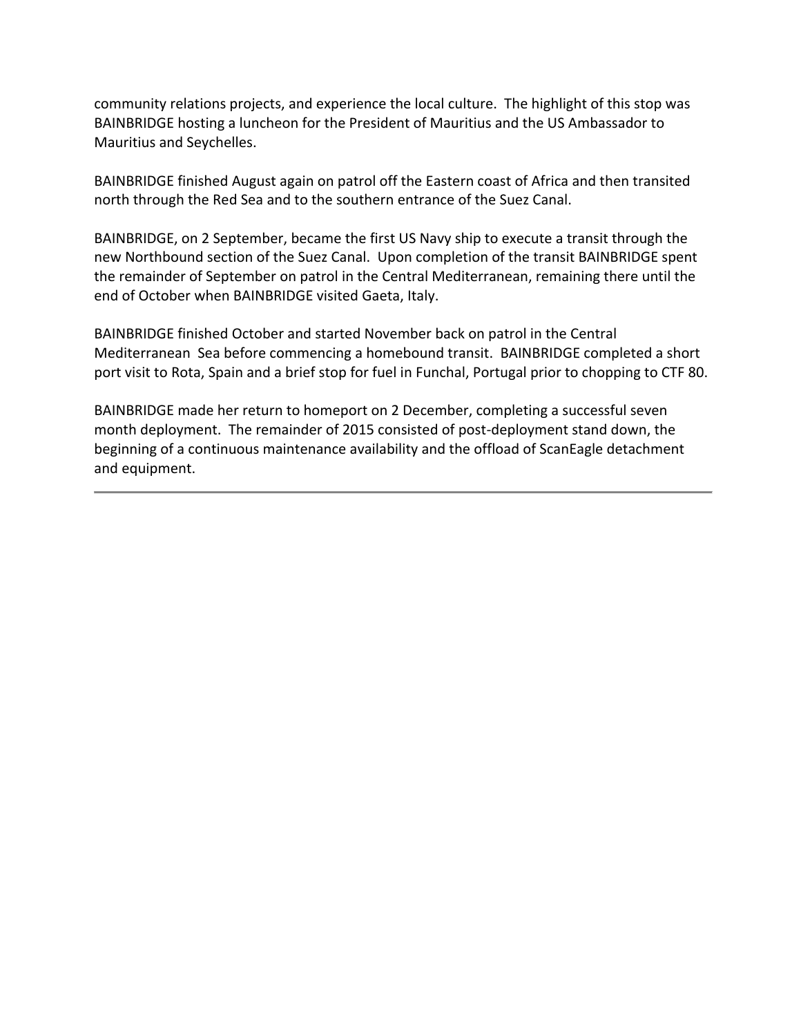community relations projects, and experience the local culture. The highlight of this stop was BAINBRIDGE hosting a luncheon for the President of Mauritius and the US Ambassador to Mauritius and Seychelles.

BAINBRIDGE finished August again on patrol off the Eastern coast of Africa and then transited north through the Red Sea and to the southern entrance of the Suez Canal.

BAINBRIDGE, on 2 September, became the first US Navy ship to execute a transit through the new Northbound section of the Suez Canal. Upon completion of the transit BAINBRIDGE spent the remainder of September on patrol in the Central Mediterranean, remaining there until the end of October when BAINBRIDGE visited Gaeta, Italy.

BAINBRIDGE finished October and started November back on patrol in the Central Mediterranean Sea before commencing a homebound transit. BAINBRIDGE completed a short port visit to Rota, Spain and a brief stop for fuel in Funchal, Portugal prior to chopping to CTF 80.

BAINBRIDGE made her return to homeport on 2 December, completing a successful seven month deployment. The remainder of 2015 consisted of post-deployment stand down, the beginning of a continuous maintenance availability and the offload of ScanEagle detachment and equipment.

---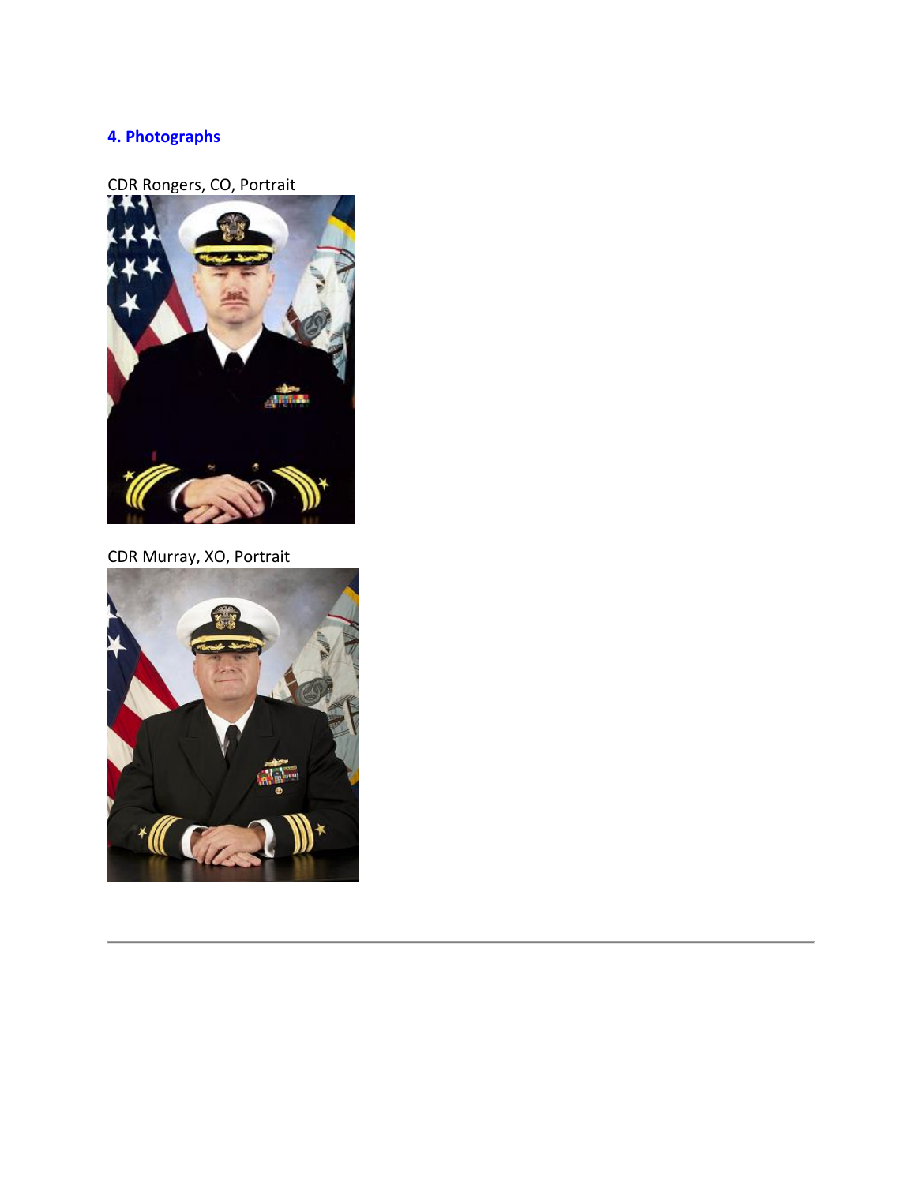## 4. Photographs

CDR Rongers, CO, Portrait

CDR Murray, XO, Portrait